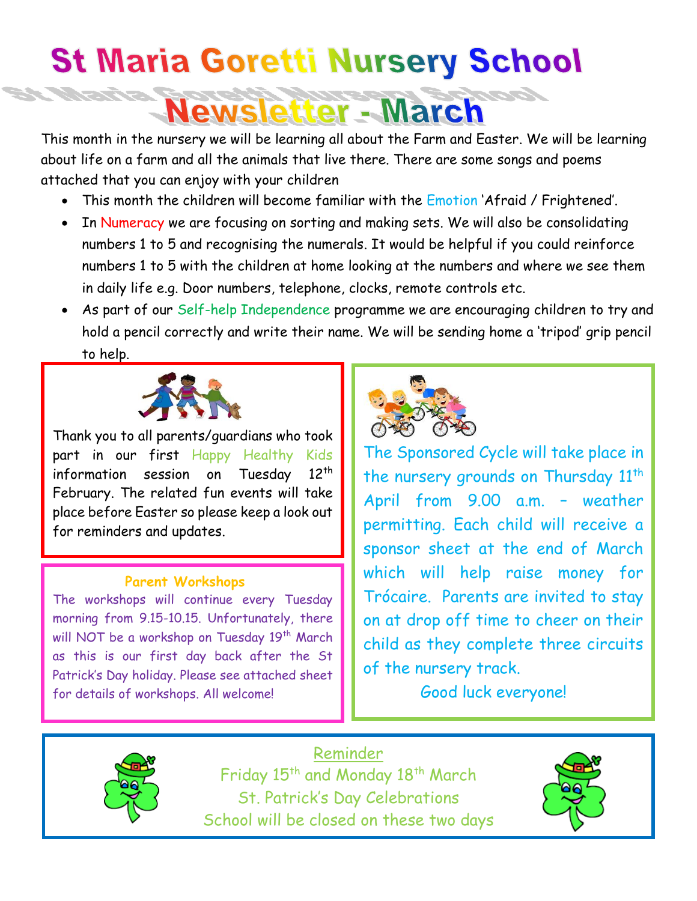# St Maria Goretti Nursery School

## Newsletter - March

This month in the nursery we will be learning all about the Farm and Easter. We will be learning about life on a farm and all the animals that live there. There are some songs and poems attached that you can enjoy with your children

- This month the children will become familiar with the Emotion 'Afraid / Frightened'.
- In Numeracy we are focusing on sorting and making sets. We will also be consolidating numbers 1 to 5 and recognising the numerals. It would be helpful if you could reinforce numbers 1 to 5 with the children at home looking at the numbers and where we see them in daily life e.g. Door numbers, telephone, clocks, remote controls etc.
- As part of our Self-help Independence programme we are encouraging children to try and hold a pencil correctly and write their name. We will be sending home a 'tripod' grip pencil to help.

Thank you to all parents/guardians who took part in our first Happy Healthy Kids information session on Tuesday 12th February. The related fun events will take place before Easter so please keep a look out for reminders and updates.

**Parent Workshops**

The workshops will continue every Tuesday morning from 9.15-10.15. Unfortunately, there will NOT be a workshop on Tuesday 19th March as this is our first day back after the St Patrick's Day holiday. Please see attached sheet for details of workshops. All welcome!

The Sponsored Cycle will take place in the nursery grounds on Thursday 11th April from 9.00 a.m. – weather permitting. Each child will receive a sponsor sheet at the end of March which will help raise money for Trócaire. Parents are invited to stay on at drop off time to cheer on their child as they complete three circuits of the nursery track.

Good luck everyone!

**Reminder**

Friday 15th and Monday 18th March
St. Patrick's Day Celebrations
School will be closed on these two days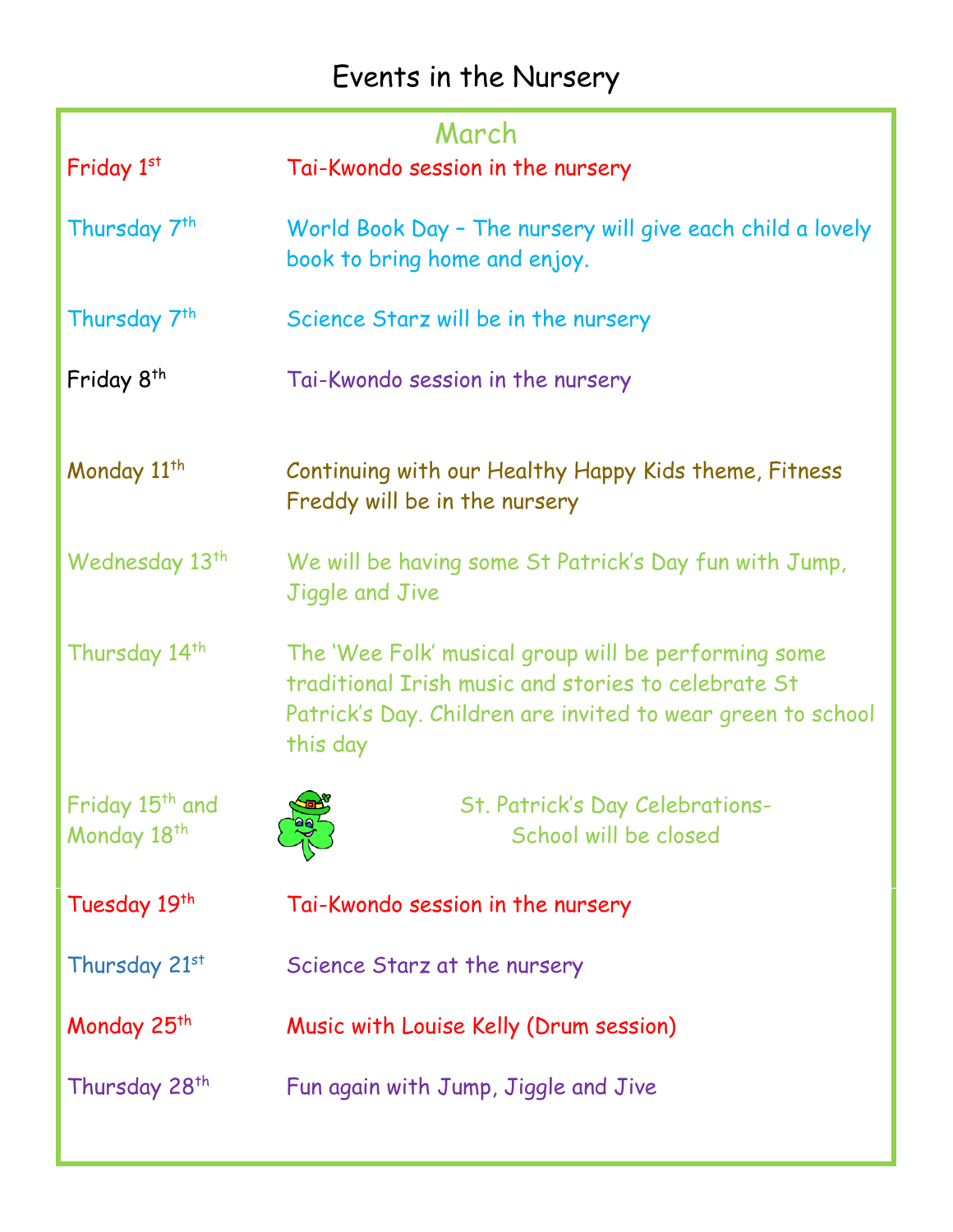# Events in the Nursery

## March

| | |
|---|---|
| Friday 1st | Tai-Kwondo session in the nursery |
| Thursday 7th | World Book Day – The nursery will give each child a lovely book to bring home and enjoy. |
| Thursday 7th | Science Starz will be in the nursery |
| Friday 8th | Tai-Kwondo session in the nursery |
| Monday 11th | Continuing with our Healthy Happy Kids theme, Fitness Freddy will be in the nursery |
| Wednesday 13th | We will be having some St Patrick's Day fun with Jump, Jiggle and Jive |
| Thursday 14th | The 'Wee Folk' musical group will be performing some traditional Irish music and stories to celebrate St Patrick's Day. Children are invited to wear green to school this day |
| Friday 15th and Monday 18th | St. Patrick's Day Celebrations- School will be closed |
| Tuesday 19th | Tai-Kwondo session in the nursery |
| Thursday 21st | Science Starz at the nursery |
| Monday 25th | Music with Louise Kelly (Drum session) |
| Thursday 28th | Fun again with Jump, Jiggle and Jive |